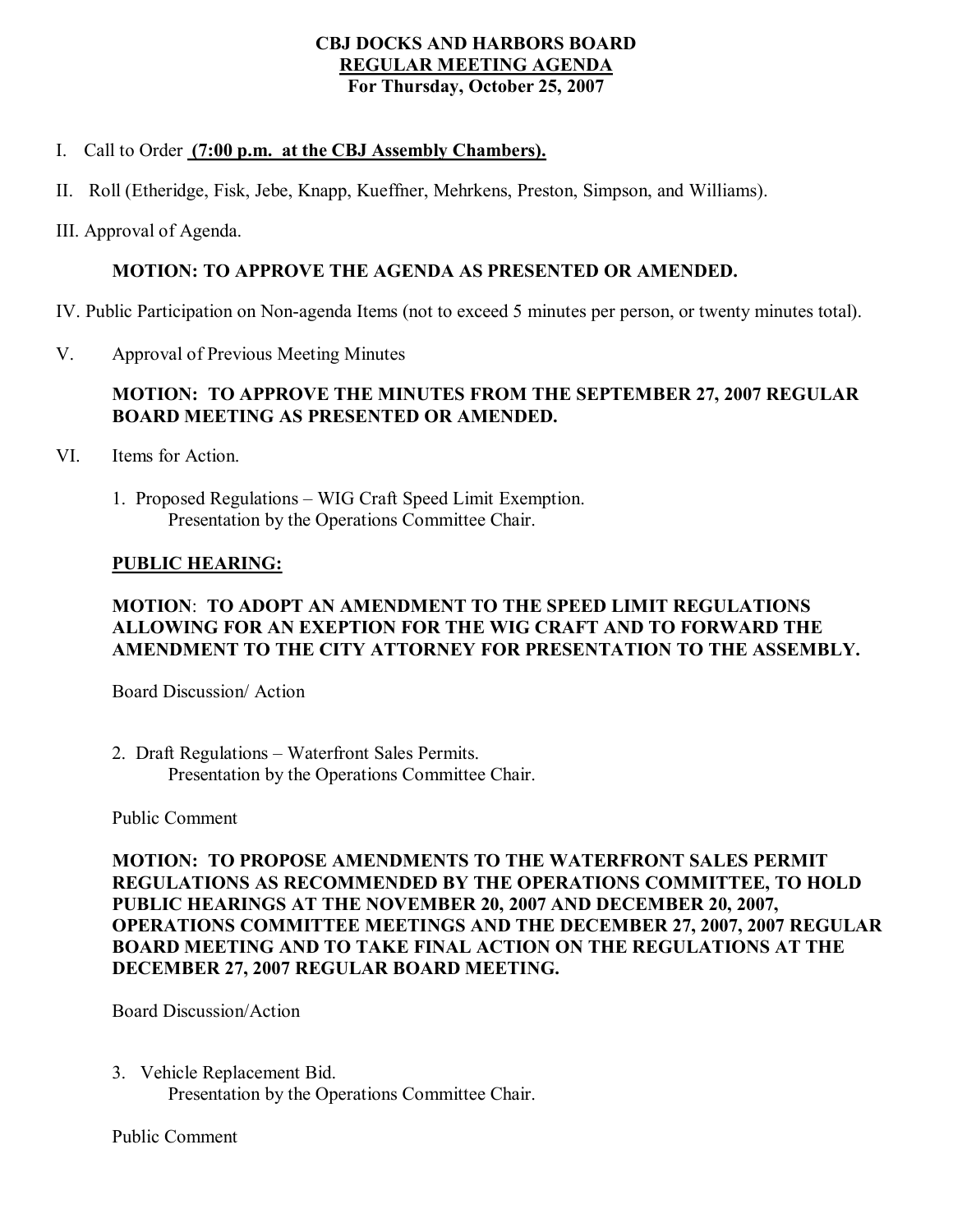# CBJ DOCKS AND HARBORS BOARD
## <u>REGULAR MEETING AGENDA</u>
### For Thursday, October 25, 2007

I. Call to Order **<u>(7:00 p.m. at the CBJ Assembly Chambers).</u>**

II. Roll (Etheridge, Fisk, Jebe, Knapp, Kueffner, Mehrkens, Preston, Simpson, and Williams).

III. Approval of Agenda.

**MOTION: TO APPROVE THE AGENDA AS PRESENTED OR AMENDED.**

IV. Public Participation on Non-agenda Items (not to exceed 5 minutes per person, or twenty minutes total).

V. Approval of Previous Meeting Minutes

**MOTION: TO APPROVE THE MINUTES FROM THE SEPTEMBER 27, 2007 REGULAR BOARD MEETING AS PRESENTED OR AMENDED.**

VI. Items for Action.

1. Proposed Regulations – WIG Craft Speed Limit Exemption.
   Presentation by the Operations Committee Chair.

**<u>PUBLIC HEARING:</u>**

**MOTION: TO ADOPT AN AMENDMENT TO THE SPEED LIMIT REGULATIONS ALLOWING FOR AN EXEPTION FOR THE WIG CRAFT AND TO FORWARD THE AMENDMENT TO THE CITY ATTORNEY FOR PRESENTATION TO THE ASSEMBLY.**

Board Discussion/ Action

2. Draft Regulations – Waterfront Sales Permits.
   Presentation by the Operations Committee Chair.

Public Comment

**MOTION: TO PROPOSE AMENDMENTS TO THE WATERFRONT SALES PERMIT REGULATIONS AS RECOMMENDED BY THE OPERATIONS COMMITTEE, TO HOLD PUBLIC HEARINGS AT THE NOVEMBER 20, 2007 AND DECEMBER 20, 2007, OPERATIONS COMMITTEE MEETINGS AND THE DECEMBER 27, 2007, 2007 REGULAR BOARD MEETING AND TO TAKE FINAL ACTION ON THE REGULATIONS AT THE DECEMBER 27, 2007 REGULAR BOARD MEETING.**

Board Discussion/Action

3. Vehicle Replacement Bid.
   Presentation by the Operations Committee Chair.

Public Comment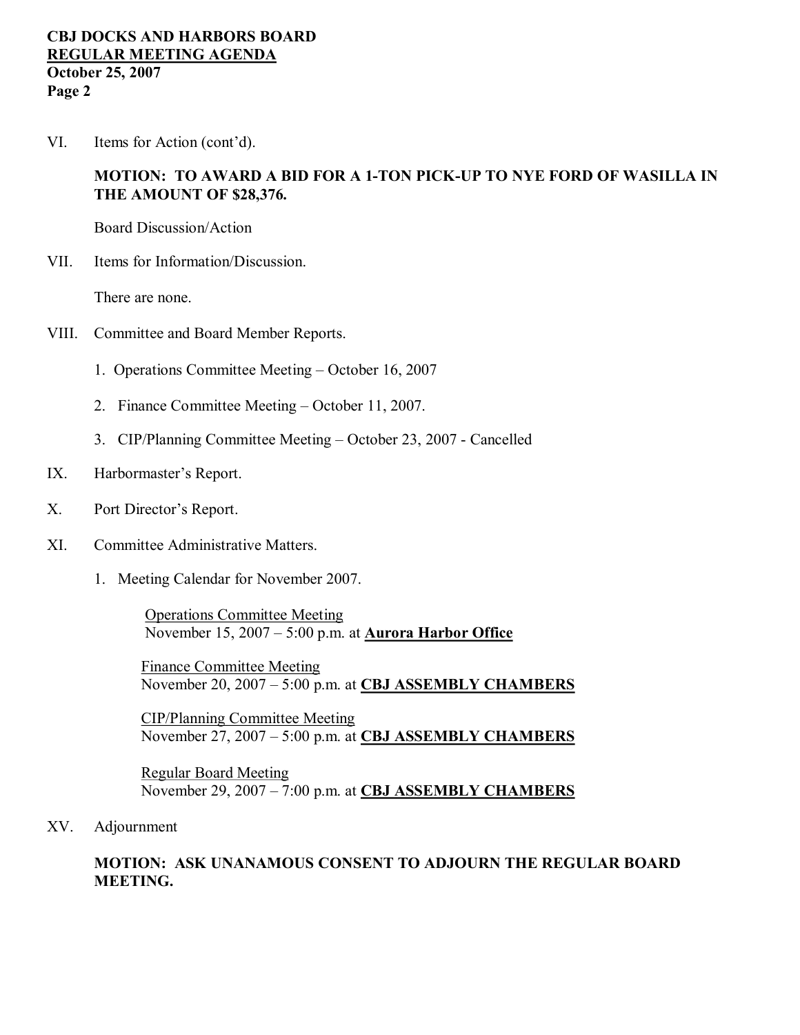VI. Items for Action (cont'd).

**MOTION: TO AWARD A BID FOR A 1-TON PICK-UP TO NYE FORD OF WASILLA IN THE AMOUNT OF $28,376.**

Board Discussion/Action

VII. Items for Information/Discussion.

There are none.

VIII. Committee and Board Member Reports.

1. Operations Committee Meeting – October 16, 2007
2. Finance Committee Meeting – October 11, 2007.
3. CIP/Planning Committee Meeting – October 23, 2007 - Cancelled

IX. Harbormaster's Report.

X. Port Director's Report.

XI. Committee Administrative Matters.

1. Meeting Calendar for November 2007.

<u>Operations Committee Meeting</u>
November 15, 2007 – 5:00 p.m. at **<u>Aurora Harbor Office</u>**

<u>Finance Committee Meeting</u>
November 20, 2007 – 5:00 p.m. at **<u>CBJ ASSEMBLY CHAMBERS</u>**

<u>CIP/Planning Committee Meeting</u>
November 27, 2007 – 5:00 p.m. at **<u>CBJ ASSEMBLY CHAMBERS</u>**

<u>Regular Board Meeting</u>
November 29, 2007 – 7:00 p.m. at **<u>CBJ ASSEMBLY CHAMBERS</u>**

XV. Adjournment

**MOTION: ASK UNANAMOUS CONSENT TO ADJOURN THE REGULAR BOARD MEETING.**